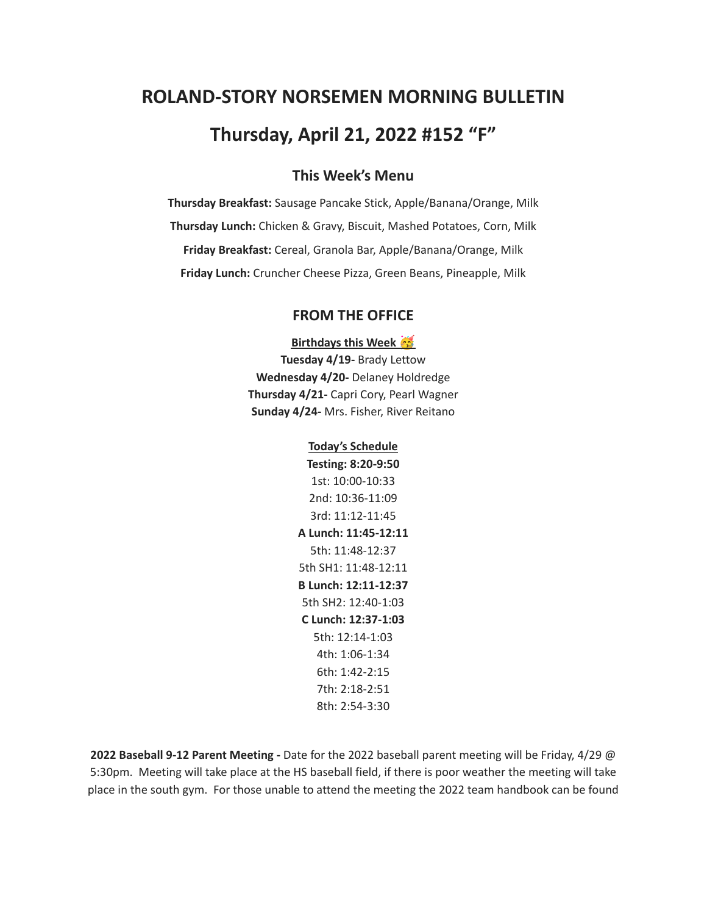# ROLAND-STORY NORSEMEN MORNING BULLETIN

# Thursday, April 21, 2022 #152 "F"

### This Week's Menu

**Thursday Breakfast:** Sausage Pancake Stick, Apple/Banana/Orange, Milk

**Thursday Lunch:** Chicken & Gravy, Biscuit, Mashed Potatoes, Corn, Milk

**Friday Breakfast:** Cereal, Granola Bar, Apple/Banana/Orange, Milk

**Friday Lunch:** Cruncher Cheese Pizza, Green Beans, Pineapple, Milk

### FROM THE OFFICE

**Birthdays this Week 🥳**

**Tuesday 4/19-** Brady Lettow
**Wednesday 4/20-** Delaney Holdredge
**Thursday 4/21-** Capri Cory, Pearl Wagner
**Sunday 4/24-** Mrs. Fisher, River Reitano

**Today's Schedule**

**Testing: 8:20-9:50**
1st: 10:00-10:33
2nd: 10:36-11:09
3rd: 11:12-11:45
**A Lunch: 11:45-12:11**
5th: 11:48-12:37
5th SH1: 11:48-12:11
**B Lunch: 12:11-12:37**
5th SH2: 12:40-1:03
**C Lunch: 12:37-1:03**
5th: 12:14-1:03
4th: 1:06-1:34
6th: 1:42-2:15
7th: 2:18-2:51
8th: 2:54-3:30

**2022 Baseball 9-12 Parent Meeting -** Date for the 2022 baseball parent meeting will be Friday, 4/29 @ 5:30pm. Meeting will take place at the HS baseball field, if there is poor weather the meeting will take place in the south gym. For those unable to attend the meeting the 2022 team handbook can be found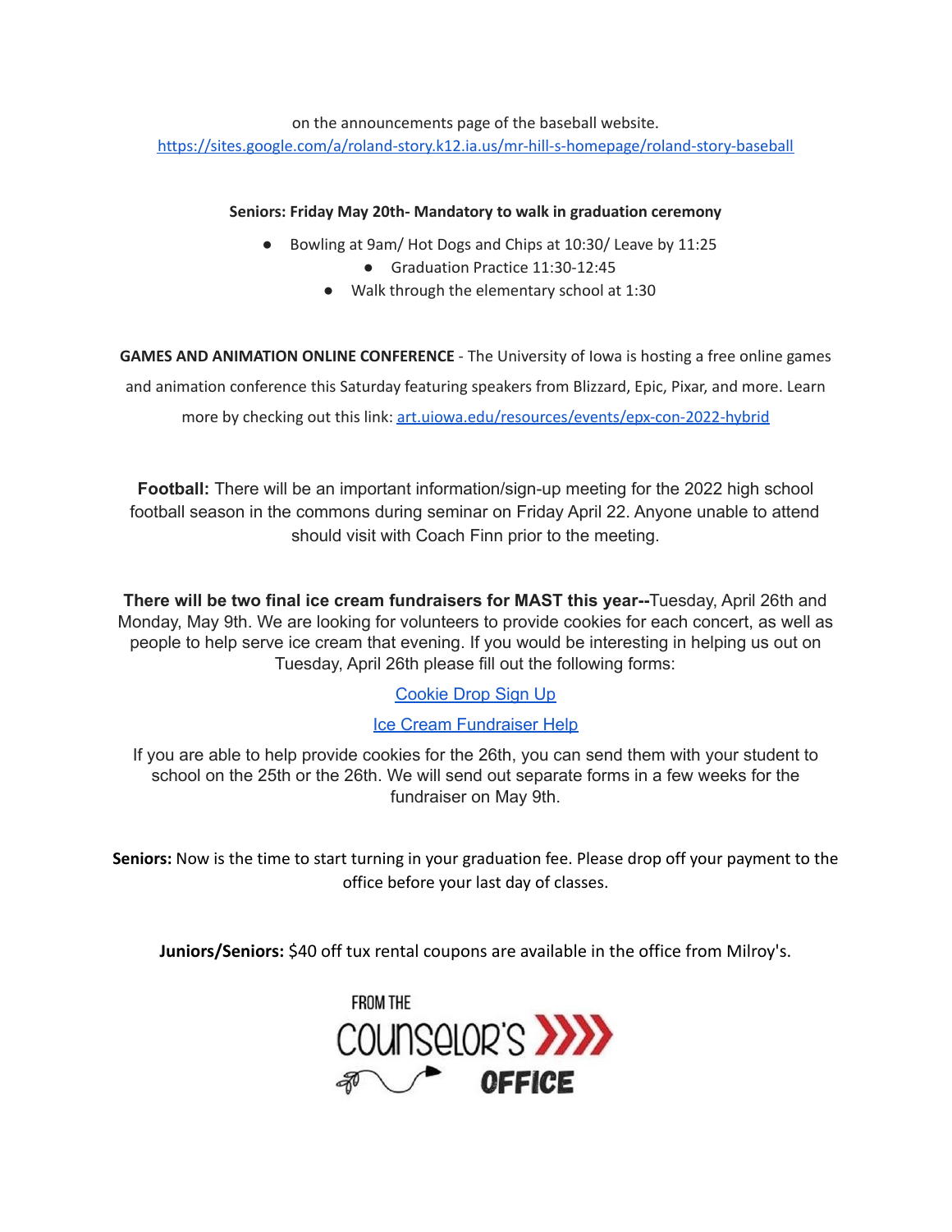on the announcements page of the baseball website.
[https://sites.google.com/a/roland-story.k12.ia.us/mr-hill-s-homepage/roland-story-baseball](https://sites.google.com/a/roland-story.k12.ia.us/mr-hill-s-homepage/roland-story-baseball)

**Seniors: Friday May 20th- Mandatory to walk in graduation ceremony**

- Bowling at 9am/ Hot Dogs and Chips at 10:30/ Leave by 11:25
- Graduation Practice 11:30-12:45
- Walk through the elementary school at 1:30

**GAMES AND ANIMATION ONLINE CONFERENCE** - The University of Iowa is hosting a free online games and animation conference this Saturday featuring speakers from Blizzard, Epic, Pixar, and more. Learn more by checking out this link: [art.uiowa.edu/resources/events/epx-con-2022-hybrid](art.uiowa.edu/resources/events/epx-con-2022-hybrid)

**Football:** There will be an important information/sign-up meeting for the 2022 high school football season in the commons during seminar on Friday April 22. Anyone unable to attend should visit with Coach Finn prior to the meeting.

**There will be two final ice cream fundraisers for MAST this year--**Tuesday, April 26th and Monday, May 9th. We are looking for volunteers to provide cookies for each concert, as well as people to help serve ice cream that evening. If you would be interesting in helping us out on Tuesday, April 26th please fill out the following forms:

Cookie Drop Sign Up

Ice Cream Fundraiser Help

If you are able to help provide cookies for the 26th, you can send them with your student to school on the 25th or the 26th. We will send out separate forms in a few weeks for the fundraiser on May 9th.

**Seniors:** Now is the time to start turning in your graduation fee. Please drop off your payment to the office before your last day of classes.

**Juniors/Seniors:** $40 off tux rental coupons are available in the office from Milroy's.

FROM THE COUNSELOR'S OFFICE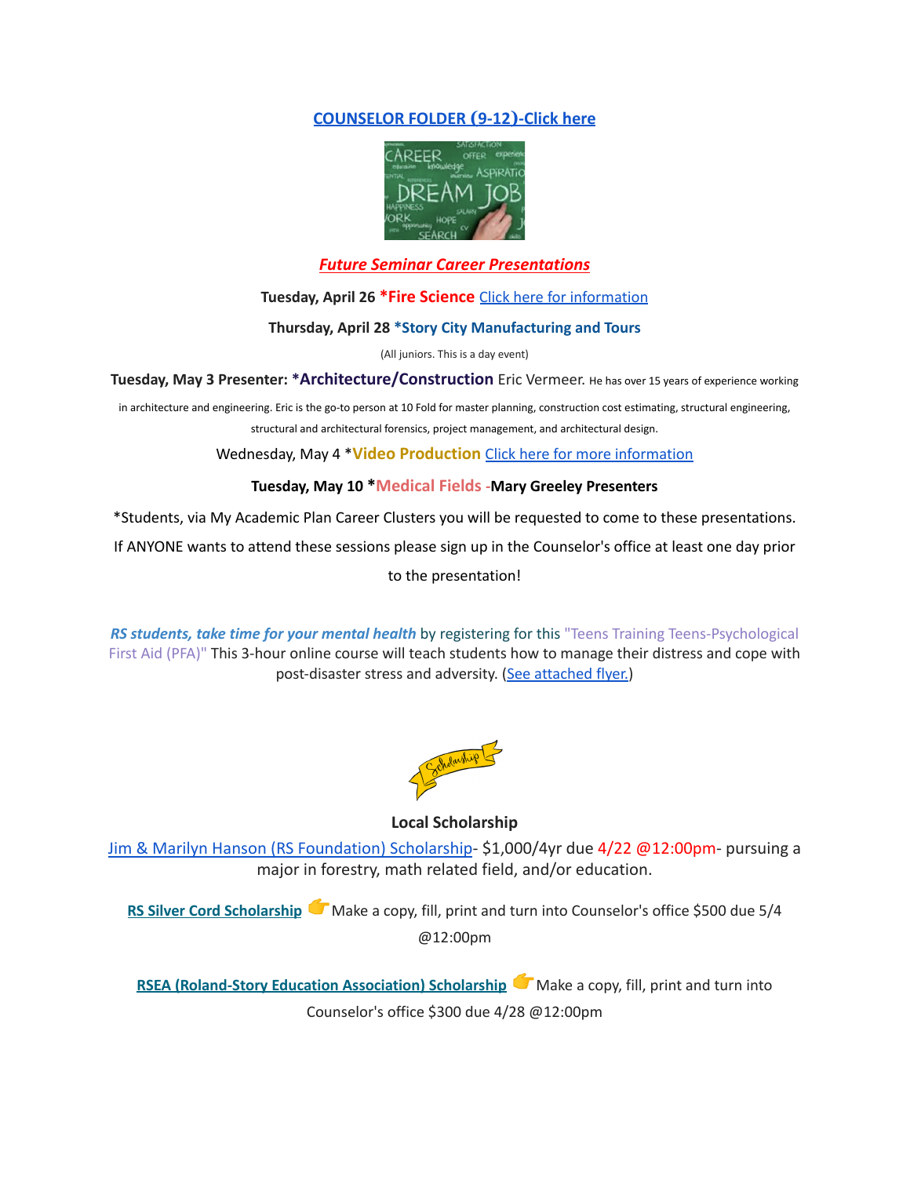**COUNSELOR FOLDER (9-12)-Click here**

***Future Seminar Career Presentations***

**Tuesday, April 26 *Fire Science** Click here for information

**Thursday, April 28 *Story City Manufacturing and Tours**

(All juniors. This is a day event)

**Tuesday, May 3 Presenter: *Architecture/Construction** Eric Vermeer. He has over 15 years of experience working in architecture and engineering. Eric is the go-to person at 10 Fold for master planning, construction cost estimating, structural engineering, structural and architectural forensics, project management, and architectural design.

Wednesday, May 4 ***Video Production** Click here for more information

**Tuesday, May 10 *Medical Fields -Mary Greeley Presenters**

*Students, via My Academic Plan Career Clusters you will be requested to come to these presentations. If ANYONE wants to attend these sessions please sign up in the Counselor's office at least one day prior to the presentation!

***RS students, take time for your mental health*** by registering for this "Teens Training Teens-Psychological First Aid (PFA)" This 3-hour online course will teach students how to manage their distress and cope with post-disaster stress and adversity. (See attached flyer.)

**Local Scholarship**

Jim & Marilyn Hanson (RS Foundation) Scholarship- $1,000/4yr due 4/22 @12:00pm- pursuing a major in forestry, math related field, and/or education.

**RS Silver Cord Scholarship** 👉 Make a copy, fill, print and turn into Counselor's office $500 due 5/4 @12:00pm

**RSEA (Roland-Story Education Association) Scholarship** 👉 Make a copy, fill, print and turn into Counselor's office $300 due 4/28 @12:00pm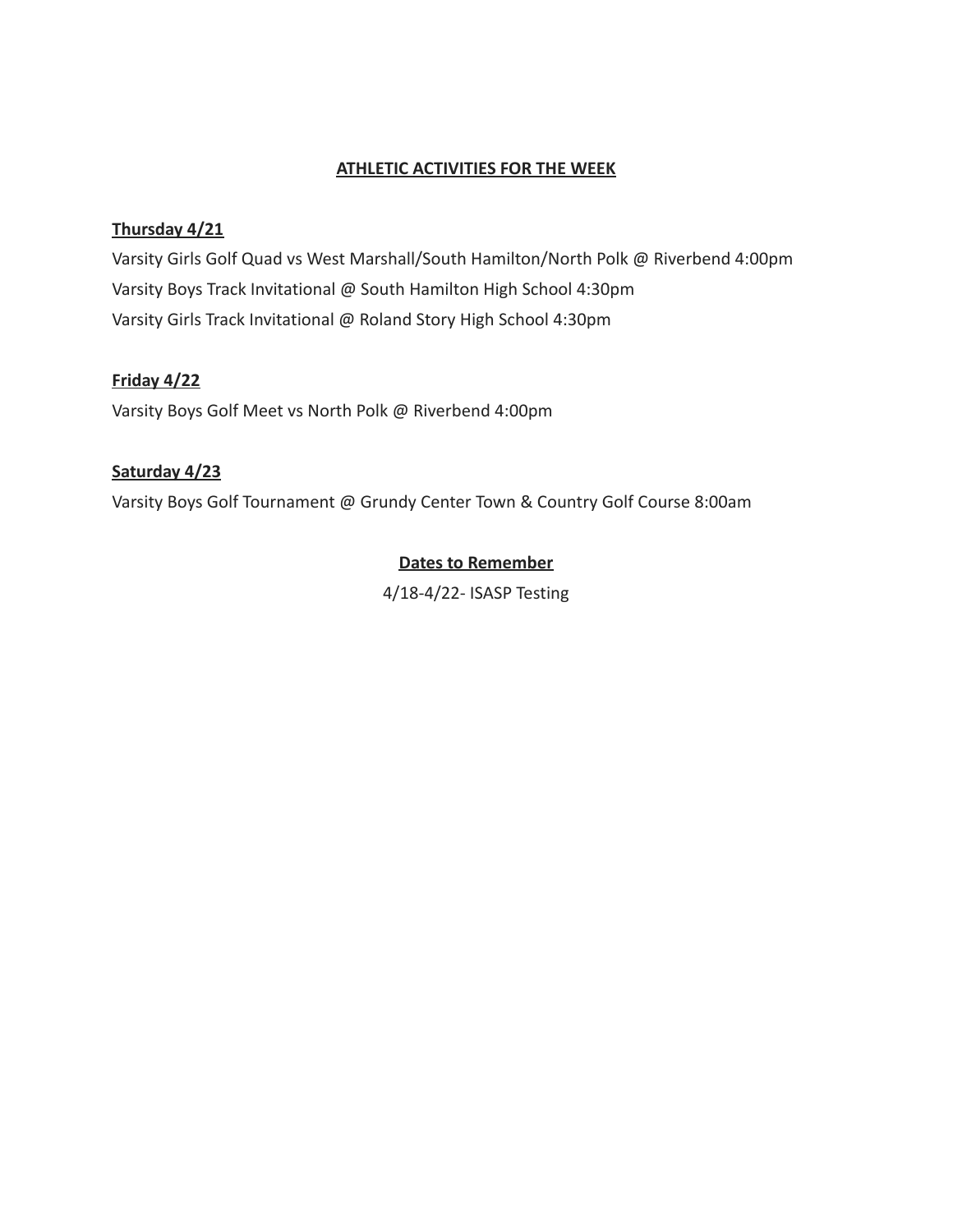## ATHLETIC ACTIVITIES FOR THE WEEK

**Thursday 4/21**

Varsity Girls Golf Quad vs West Marshall/South Hamilton/North Polk @ Riverbend 4:00pm
Varsity Boys Track Invitational @ South Hamilton High School 4:30pm
Varsity Girls Track Invitational @ Roland Story High School 4:30pm

**Friday 4/22**

Varsity Boys Golf Meet vs North Polk @ Riverbend 4:00pm

**Saturday 4/23**

Varsity Boys Golf Tournament @ Grundy Center Town & Country Golf Course 8:00am

### Dates to Remember

4/18-4/22- ISASP Testing